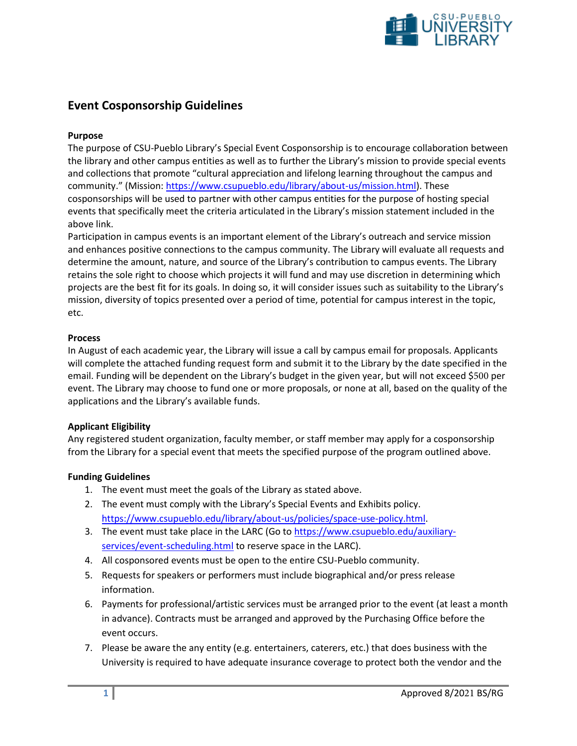# Event Cosponsorship Guidelines

**Purpose**

The purpose of CSU-Pueblo Library's Special Event Cosponsorship is to encourage collaboration between the library and other campus entities as well as to further the Library's mission to provide special events and collections that promote "cultural appreciation and lifelong learning throughout the campus and community." (Mission: https://www.csupueblo.edu/library/about-us/mission.html). These cosponsorships will be used to partner with other campus entities for the purpose of hosting special events that specifically meet the criteria articulated in the Library's mission statement included in the above link.

Participation in campus events is an important element of the Library's outreach and service mission and enhances positive connections to the campus community. The Library will evaluate all requests and determine the amount, nature, and source of the Library's contribution to campus events. The Library retains the sole right to choose which projects it will fund and may use discretion in determining which projects are the best fit for its goals. In doing so, it will consider issues such as suitability to the Library's mission, diversity of topics presented over a period of time, potential for campus interest in the topic, etc.

**Process**

In August of each academic year, the Library will issue a call by campus email for proposals. Applicants will complete the attached funding request form and submit it to the Library by the date specified in the email. Funding will be dependent on the Library's budget in the given year, but will not exceed $500 per event. The Library may choose to fund one or more proposals, or none at all, based on the quality of the applications and the Library's available funds.

**Applicant Eligibility**

Any registered student organization, faculty member, or staff member may apply for a cosponsorship from the Library for a special event that meets the specified purpose of the program outlined above.

**Funding Guidelines**

1. The event must meet the goals of the Library as stated above.
2. The event must comply with the Library's Special Events and Exhibits policy. https://www.csupueblo.edu/library/about-us/policies/space-use-policy.html.
3. The event must take place in the LARC (Go to https://www.csupueblo.edu/auxiliary-services/event-scheduling.html to reserve space in the LARC).
4. All cosponsored events must be open to the entire CSU-Pueblo community.
5. Requests for speakers or performers must include biographical and/or press release information.
6. Payments for professional/artistic services must be arranged prior to the event (at least a month in advance). Contracts must be arranged and approved by the Purchasing Office before the event occurs.
7. Please be aware the any entity (e.g. entertainers, caterers, etc.) that does business with the University is required to have adequate insurance coverage to protect both the vendor and the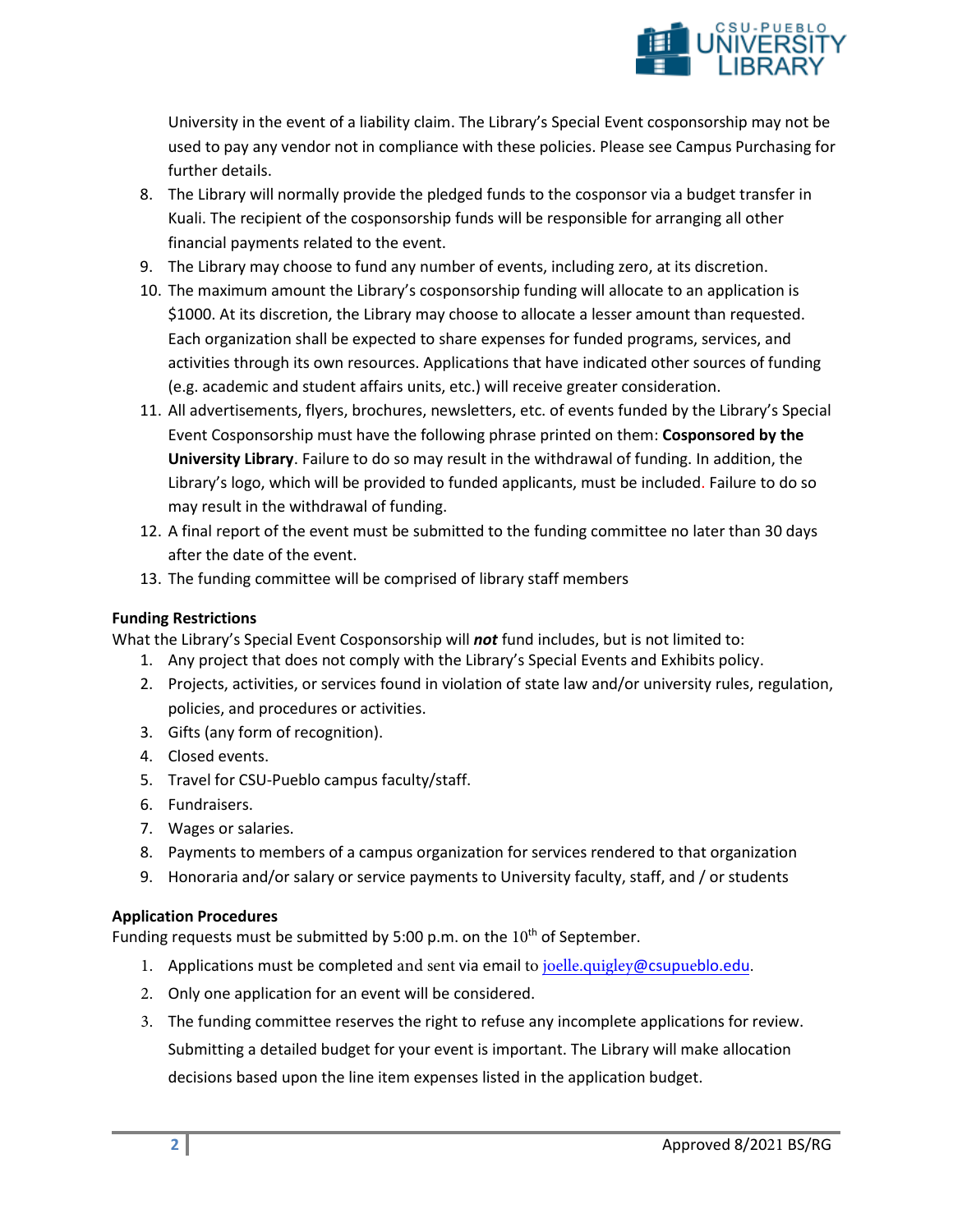University in the event of a liability claim. The Library's Special Event cosponsorship may not be used to pay any vendor not in compliance with these policies. Please see Campus Purchasing for further details.

8. The Library will normally provide the pledged funds to the cosponsor via a budget transfer in Kuali. The recipient of the cosponsorship funds will be responsible for arranging all other financial payments related to the event.
9. The Library may choose to fund any number of events, including zero, at its discretion.
10. The maximum amount the Library's cosponsorship funding will allocate to an application is $1000. At its discretion, the Library may choose to allocate a lesser amount than requested. Each organization shall be expected to share expenses for funded programs, services, and activities through its own resources. Applications that have indicated other sources of funding (e.g. academic and student affairs units, etc.) will receive greater consideration.
11. All advertisements, flyers, brochures, newsletters, etc. of events funded by the Library's Special Event Cosponsorship must have the following phrase printed on them: **Cosponsored by the University Library**. Failure to do so may result in the withdrawal of funding. In addition, the Library's logo, which will be provided to funded applicants, must be included. Failure to do so may result in the withdrawal of funding.
12. A final report of the event must be submitted to the funding committee no later than 30 days after the date of the event.
13. The funding committee will be comprised of library staff members

**Funding Restrictions**

What the Library's Special Event Cosponsorship will ***not*** fund includes, but is not limited to:

1. Any project that does not comply with the Library's Special Events and Exhibits policy.
2. Projects, activities, or services found in violation of state law and/or university rules, regulation, policies, and procedures or activities.
3. Gifts (any form of recognition).
4. Closed events.
5. Travel for CSU-Pueblo campus faculty/staff.
6. Fundraisers.
7. Wages or salaries.
8. Payments to members of a campus organization for services rendered to that organization
9. Honoraria and/or salary or service payments to University faculty, staff, and / or students

**Application Procedures**

Funding requests must be submitted by 5:00 p.m. on the 10th of September.

1. Applications must be completed and sent via email to joelle.quigley@csupueblo.edu.
2. Only one application for an event will be considered.
3. The funding committee reserves the right to refuse any incomplete applications for review. Submitting a detailed budget for your event is important. The Library will make allocation decisions based upon the line item expenses listed in the application budget.

Approved 8/2021 BS/RG